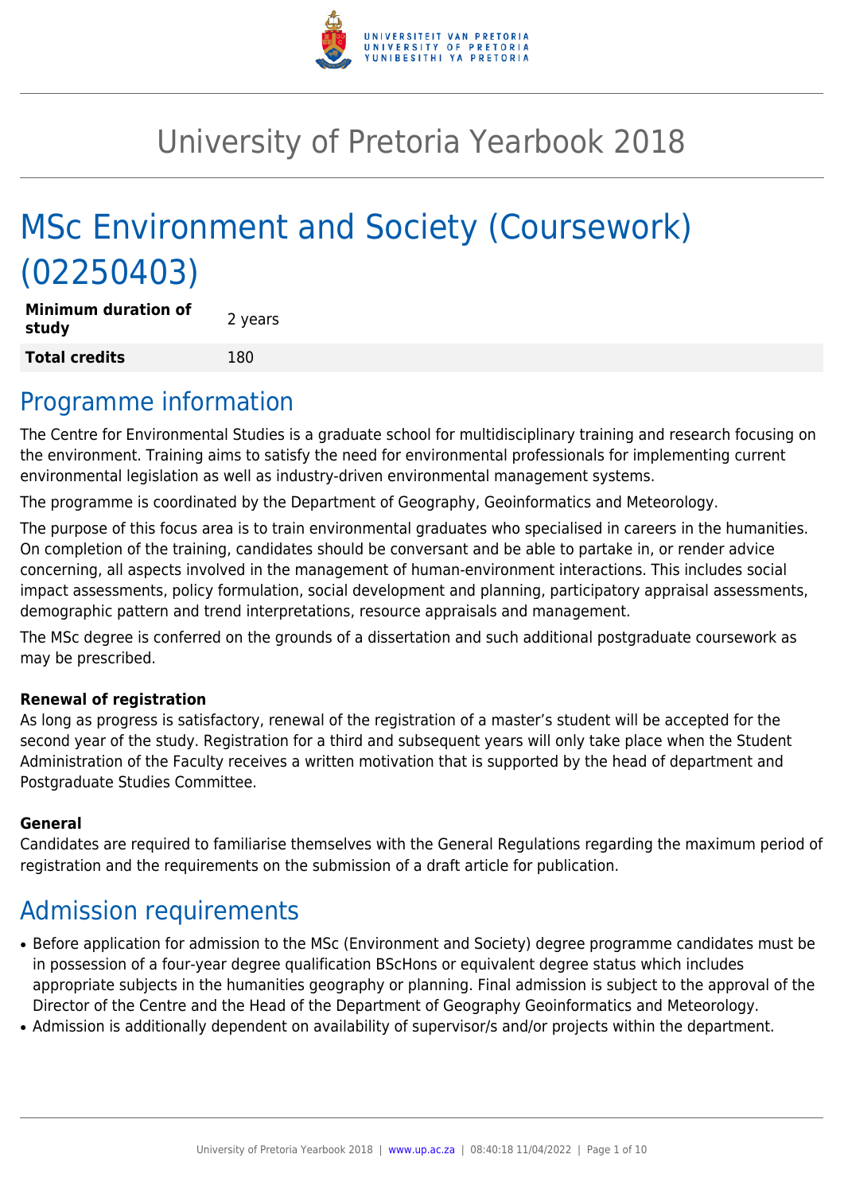# University of Pretoria Yearbook 2018

# MSc Environment and Society (Coursework) (02250403)

| | |
|---|---|
| **Minimum duration of study** | 2 years |
| **Total credits** | 180 |

## Programme information

The Centre for Environmental Studies is a graduate school for multidisciplinary training and research focusing on the environment. Training aims to satisfy the need for environmental professionals for implementing current environmental legislation as well as industry-driven environmental management systems.

The programme is coordinated by the Department of Geography, Geoinformatics and Meteorology.

The purpose of this focus area is to train environmental graduates who specialised in careers in the humanities. On completion of the training, candidates should be conversant and be able to partake in, or render advice concerning, all aspects involved in the management of human-environment interactions. This includes social impact assessments, policy formulation, social development and planning, participatory appraisal assessments, demographic pattern and trend interpretations, resource appraisals and management.

The MSc degree is conferred on the grounds of a dissertation and such additional postgraduate coursework as may be prescribed.

**Renewal of registration**

As long as progress is satisfactory, renewal of the registration of a master's student will be accepted for the second year of the study. Registration for a third and subsequent years will only take place when the Student Administration of the Faculty receives a written motivation that is supported by the head of department and Postgraduate Studies Committee.

**General**

Candidates are required to familiarise themselves with the General Regulations regarding the maximum period of registration and the requirements on the submission of a draft article for publication.

## Admission requirements

- Before application for admission to the MSc (Environment and Society) degree programme candidates must be in possession of a four-year degree qualification BScHons or equivalent degree status which includes appropriate subjects in the humanities geography or planning. Final admission is subject to the approval of the Director of the Centre and the Head of the Department of Geography Geoinformatics and Meteorology.
- Admission is additionally dependent on availability of supervisor/s and/or projects within the department.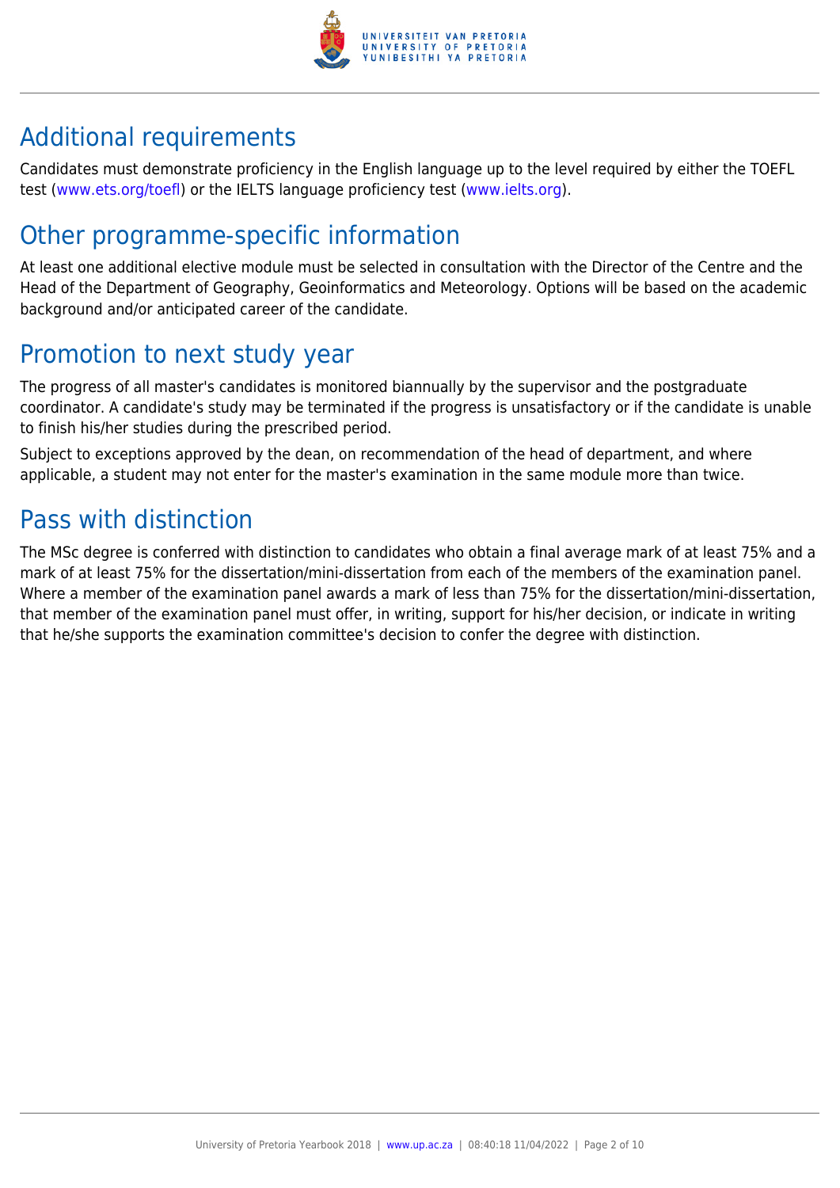## Additional requirements

Candidates must demonstrate proficiency in the English language up to the level required by either the TOEFL test (www.ets.org/toefl) or the IELTS language proficiency test (www.ielts.org).

## Other programme-specific information

At least one additional elective module must be selected in consultation with the Director of the Centre and the Head of the Department of Geography, Geoinformatics and Meteorology. Options will be based on the academic background and/or anticipated career of the candidate.

## Promotion to next study year

The progress of all master's candidates is monitored biannually by the supervisor and the postgraduate coordinator. A candidate's study may be terminated if the progress is unsatisfactory or if the candidate is unable to finish his/her studies during the prescribed period.

Subject to exceptions approved by the dean, on recommendation of the head of department, and where applicable, a student may not enter for the master's examination in the same module more than twice.

## Pass with distinction

The MSc degree is conferred with distinction to candidates who obtain a final average mark of at least 75% and a mark of at least 75% for the dissertation/mini-dissertation from each of the members of the examination panel. Where a member of the examination panel awards a mark of less than 75% for the dissertation/mini-dissertation, that member of the examination panel must offer, in writing, support for his/her decision, or indicate in writing that he/she supports the examination committee's decision to confer the degree with distinction.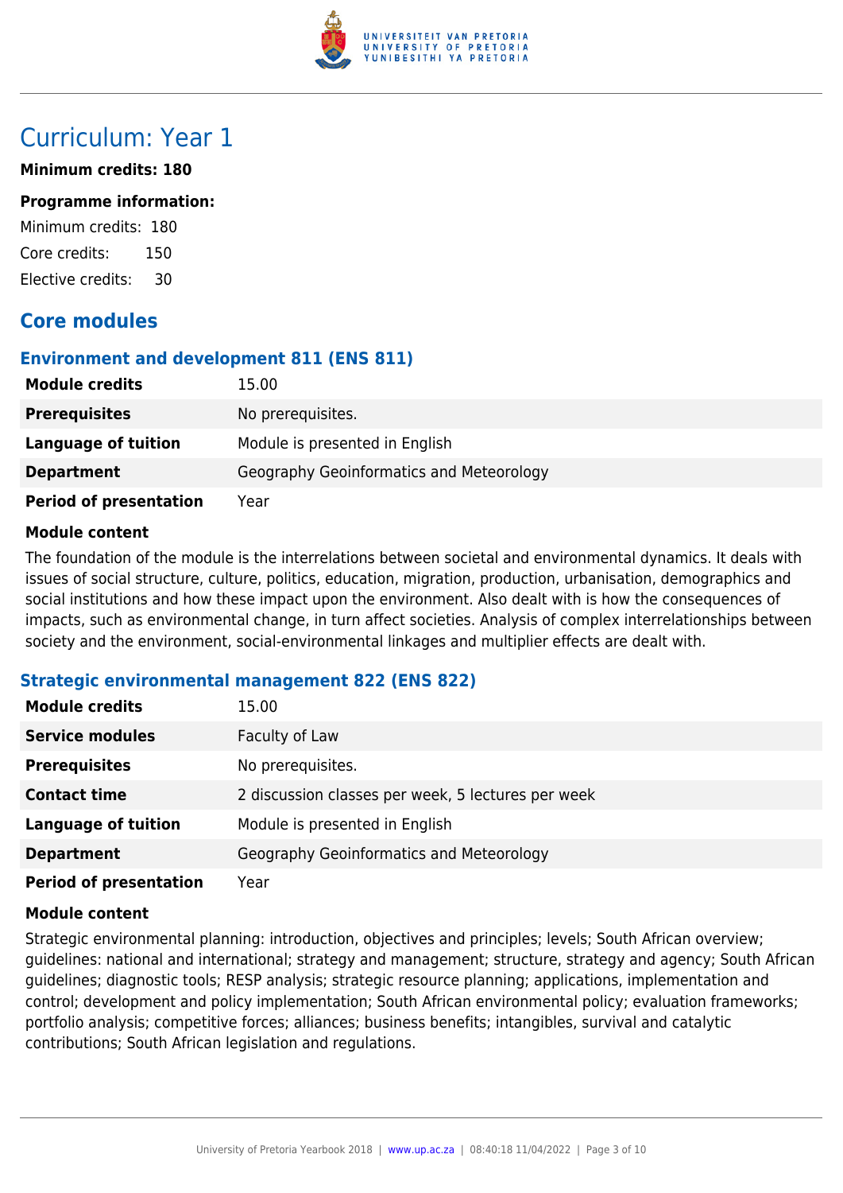# Curriculum: Year 1

**Minimum credits: 180**

**Programme information:**

Minimum credits: 180

Core credits: 150

Elective credits: 30

## Core modules

### Environment and development 811 (ENS 811)

| | |
|---|---|
| **Module credits** | 15.00 |
| **Prerequisites** | No prerequisites. |
| **Language of tuition** | Module is presented in English |
| **Department** | Geography Geoinformatics and Meteorology |
| **Period of presentation** | Year |

**Module content**

The foundation of the module is the interrelations between societal and environmental dynamics. It deals with issues of social structure, culture, politics, education, migration, production, urbanisation, demographics and social institutions and how these impact upon the environment. Also dealt with is how the consequences of impacts, such as environmental change, in turn affect societies. Analysis of complex interrelationships between society and the environment, social-environmental linkages and multiplier effects are dealt with.

### Strategic environmental management 822 (ENS 822)

| | |
|---|---|
| **Module credits** | 15.00 |
| **Service modules** | Faculty of Law |
| **Prerequisites** | No prerequisites. |
| **Contact time** | 2 discussion classes per week, 5 lectures per week |
| **Language of tuition** | Module is presented in English |
| **Department** | Geography Geoinformatics and Meteorology |
| **Period of presentation** | Year |

**Module content**

Strategic environmental planning: introduction, objectives and principles; levels; South African overview; guidelines: national and international; strategy and management; structure, strategy and agency; South African guidelines; diagnostic tools; RESP analysis; strategic resource planning; applications, implementation and control; development and policy implementation; South African environmental policy; evaluation frameworks; portfolio analysis; competitive forces; alliances; business benefits; intangibles, survival and catalytic contributions; South African legislation and regulations.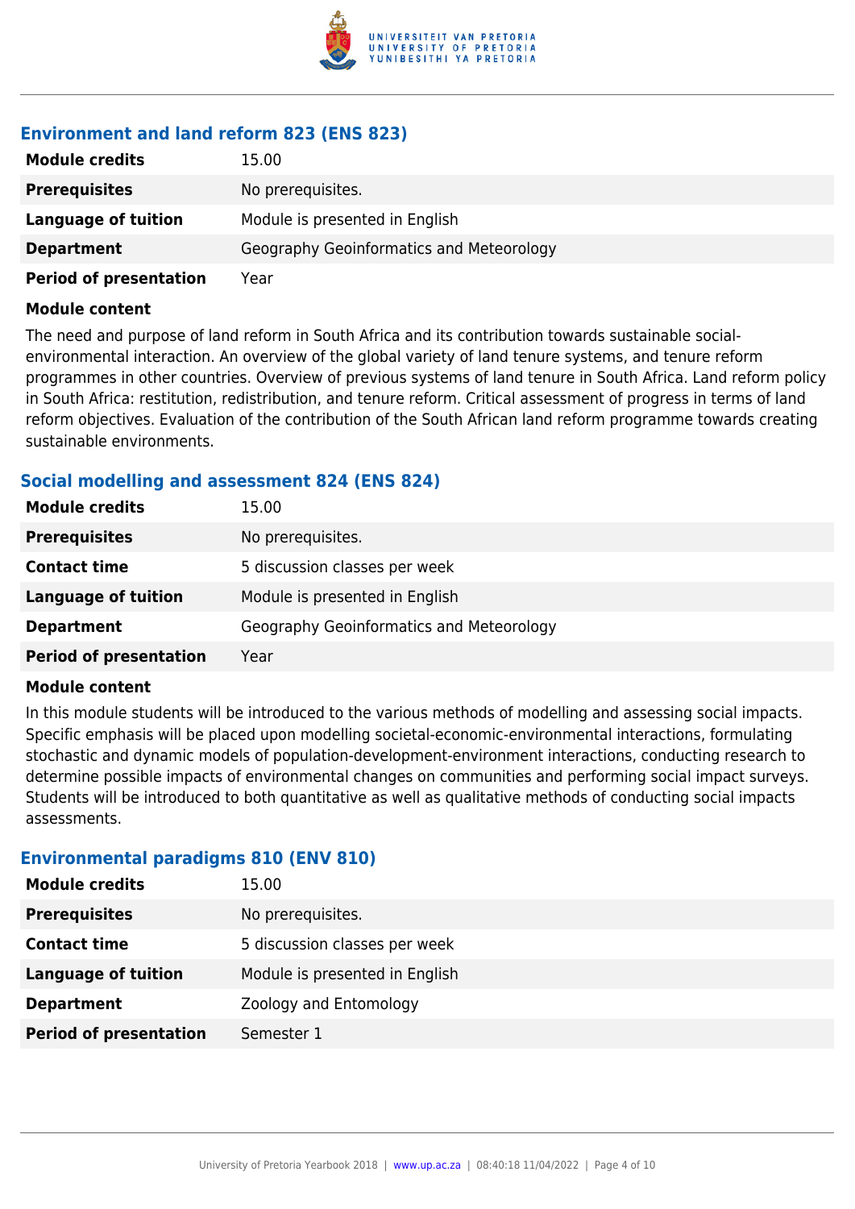### Environment and land reform 823 (ENS 823)

| | |
|---|---|
| **Module credits** | 15.00 |
| **Prerequisites** | No prerequisites. |
| **Language of tuition** | Module is presented in English |
| **Department** | Geography Geoinformatics and Meteorology |
| **Period of presentation** | Year |

**Module content**

The need and purpose of land reform in South Africa and its contribution towards sustainable social-environmental interaction. An overview of the global variety of land tenure systems, and tenure reform programmes in other countries. Overview of previous systems of land tenure in South Africa. Land reform policy in South Africa: restitution, redistribution, and tenure reform. Critical assessment of progress in terms of land reform objectives. Evaluation of the contribution of the South African land reform programme towards creating sustainable environments.

### Social modelling and assessment 824 (ENS 824)

| | |
|---|---|
| **Module credits** | 15.00 |
| **Prerequisites** | No prerequisites. |
| **Contact time** | 5 discussion classes per week |
| **Language of tuition** | Module is presented in English |
| **Department** | Geography Geoinformatics and Meteorology |
| **Period of presentation** | Year |

**Module content**

In this module students will be introduced to the various methods of modelling and assessing social impacts. Specific emphasis will be placed upon modelling societal-economic-environmental interactions, formulating stochastic and dynamic models of population-development-environment interactions, conducting research to determine possible impacts of environmental changes on communities and performing social impact surveys. Students will be introduced to both quantitative as well as qualitative methods of conducting social impacts assessments.

### Environmental paradigms 810 (ENV 810)

| | |
|---|---|
| **Module credits** | 15.00 |
| **Prerequisites** | No prerequisites. |
| **Contact time** | 5 discussion classes per week |
| **Language of tuition** | Module is presented in English |
| **Department** | Zoology and Entomology |
| **Period of presentation** | Semester 1 |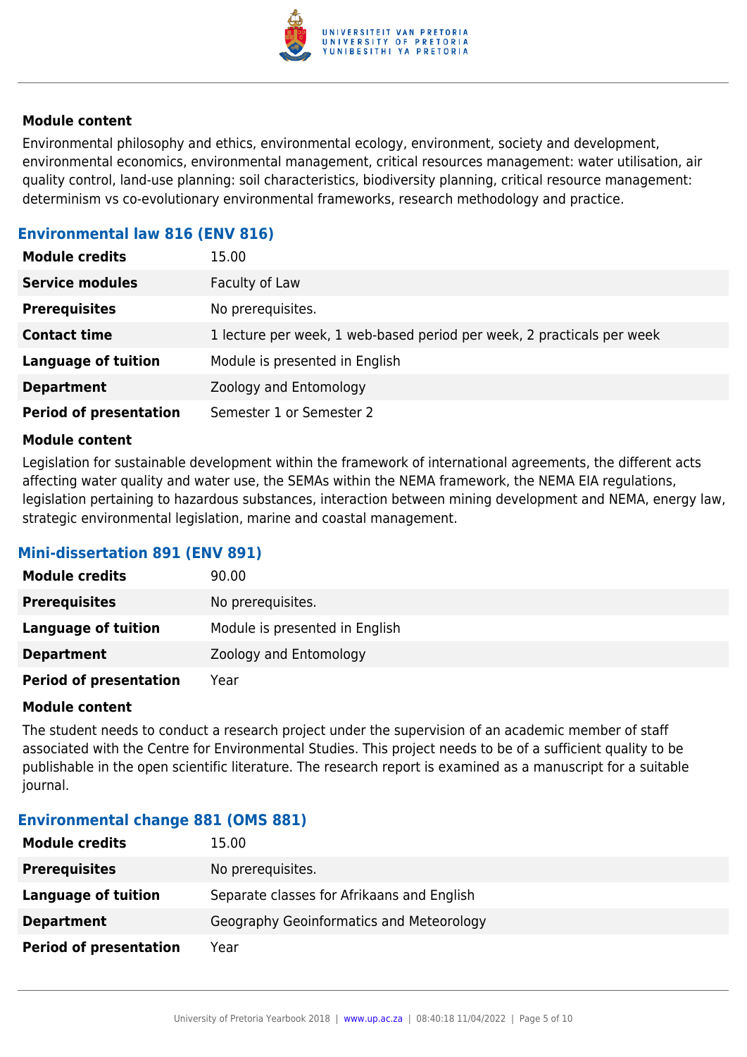#### Module content

Environmental philosophy and ethics, environmental ecology, environment, society and development, environmental economics, environmental management, critical resources management: water utilisation, air quality control, land-use planning: soil characteristics, biodiversity planning, critical resource management: determinism vs co-evolutionary environmental frameworks, research methodology and practice.

### Environmental law 816 (ENV 816)

| | |
|---|---|
| **Module credits** | 15.00 |
| **Service modules** | Faculty of Law |
| **Prerequisites** | No prerequisites. |
| **Contact time** | 1 lecture per week, 1 web-based period per week, 2 practicals per week |
| **Language of tuition** | Module is presented in English |
| **Department** | Zoology and Entomology |
| **Period of presentation** | Semester 1 or Semester 2 |

#### Module content

Legislation for sustainable development within the framework of international agreements, the different acts affecting water quality and water use, the SEMAs within the NEMA framework, the NEMA EIA regulations, legislation pertaining to hazardous substances, interaction between mining development and NEMA, energy law, strategic environmental legislation, marine and coastal management.

### Mini-dissertation 891 (ENV 891)

| | |
|---|---|
| **Module credits** | 90.00 |
| **Prerequisites** | No prerequisites. |
| **Language of tuition** | Module is presented in English |
| **Department** | Zoology and Entomology |
| **Period of presentation** | Year |

#### Module content

The student needs to conduct a research project under the supervision of an academic member of staff associated with the Centre for Environmental Studies. This project needs to be of a sufficient quality to be publishable in the open scientific literature. The research report is examined as a manuscript for a suitable journal.

### Environmental change 881 (OMS 881)

| | |
|---|---|
| **Module credits** | 15.00 |
| **Prerequisites** | No prerequisites. |
| **Language of tuition** | Separate classes for Afrikaans and English |
| **Department** | Geography Geoinformatics and Meteorology |
| **Period of presentation** | Year |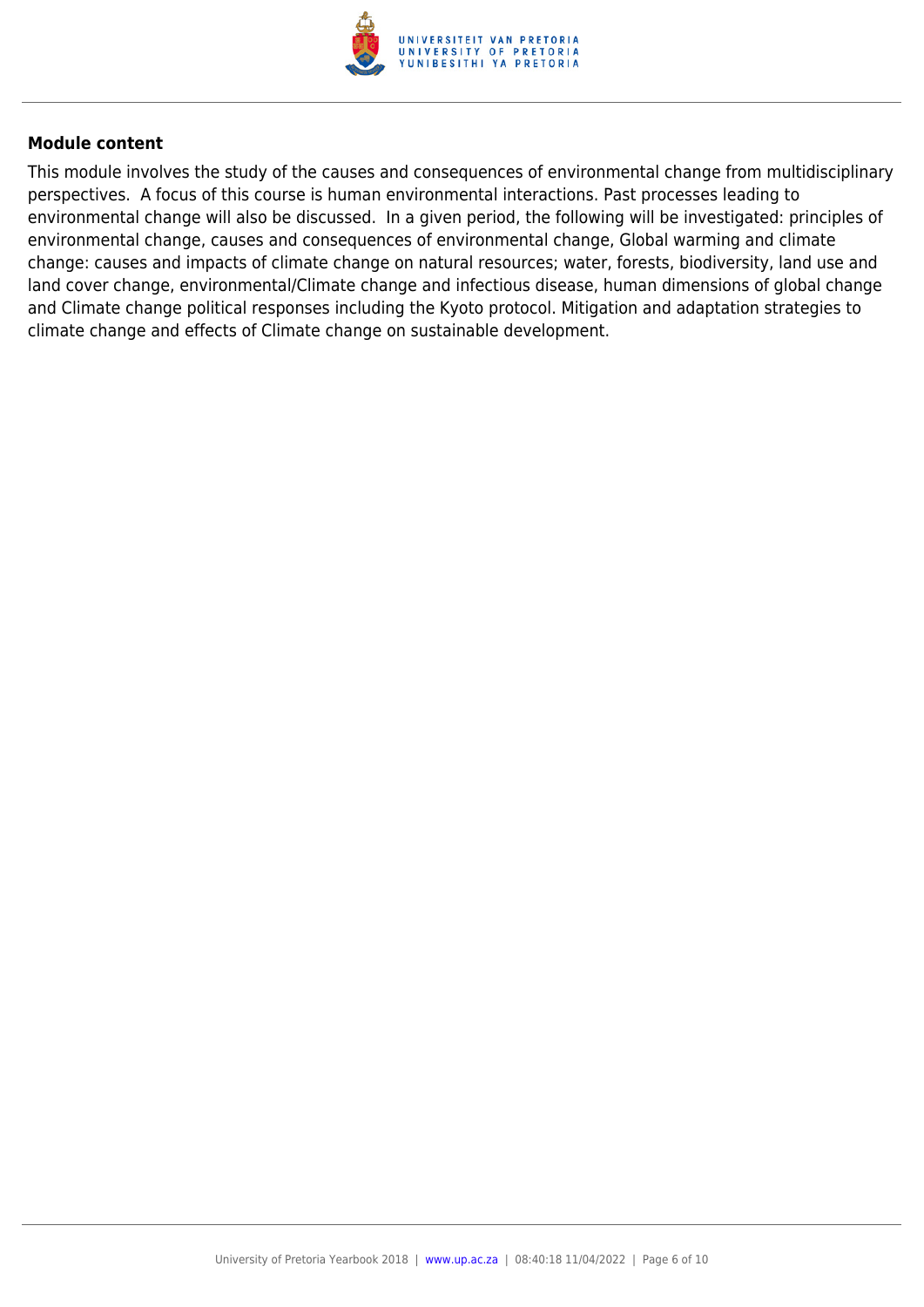**Module content**

This module involves the study of the causes and consequences of environmental change from multidisciplinary perspectives.  A focus of this course is human environmental interactions. Past processes leading to environmental change will also be discussed.  In a given period, the following will be investigated: principles of environmental change, causes and consequences of environmental change, Global warming and climate change: causes and impacts of climate change on natural resources; water, forests, biodiversity, land use and land cover change, environmental/Climate change and infectious disease, human dimensions of global change and Climate change political responses including the Kyoto protocol. Mitigation and adaptation strategies to climate change and effects of Climate change on sustainable development.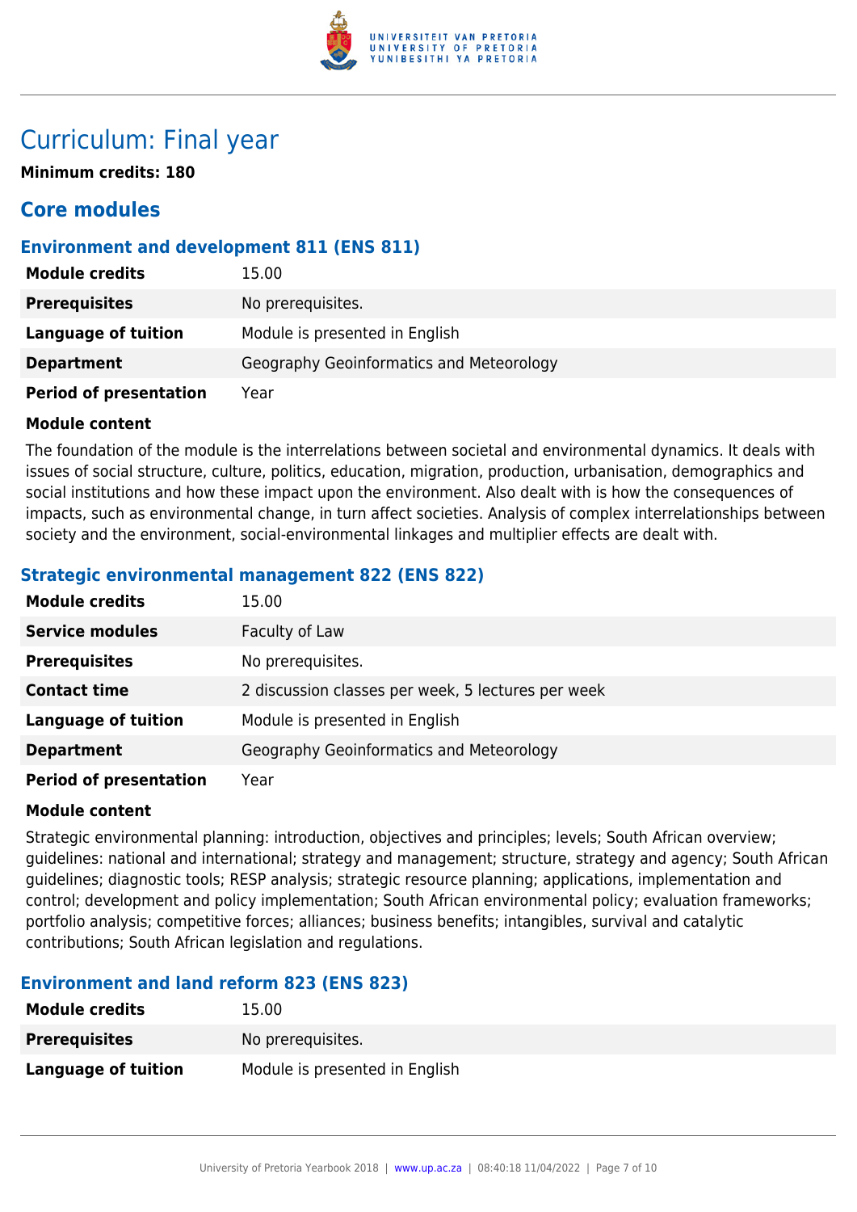# Curriculum: Final year

**Minimum credits: 180**

## Core modules

### Environment and development 811 (ENS 811)

| | |
|---|---|
| **Module credits** | 15.00 |
| **Prerequisites** | No prerequisites. |
| **Language of tuition** | Module is presented in English |
| **Department** | Geography Geoinformatics and Meteorology |
| **Period of presentation** | Year |

**Module content**

The foundation of the module is the interrelations between societal and environmental dynamics. It deals with issues of social structure, culture, politics, education, migration, production, urbanisation, demographics and social institutions and how these impact upon the environment. Also dealt with is how the consequences of impacts, such as environmental change, in turn affect societies. Analysis of complex interrelationships between society and the environment, social-environmental linkages and multiplier effects are dealt with.

### Strategic environmental management 822 (ENS 822)

| | |
|---|---|
| **Module credits** | 15.00 |
| **Service modules** | Faculty of Law |
| **Prerequisites** | No prerequisites. |
| **Contact time** | 2 discussion classes per week, 5 lectures per week |
| **Language of tuition** | Module is presented in English |
| **Department** | Geography Geoinformatics and Meteorology |
| **Period of presentation** | Year |

**Module content**

Strategic environmental planning: introduction, objectives and principles; levels; South African overview; guidelines: national and international; strategy and management; structure, strategy and agency; South African guidelines; diagnostic tools; RESP analysis; strategic resource planning; applications, implementation and control; development and policy implementation; South African environmental policy; evaluation frameworks; portfolio analysis; competitive forces; alliances; business benefits; intangibles, survival and catalytic contributions; South African legislation and regulations.

### Environment and land reform 823 (ENS 823)

| | |
|---|---|
| **Module credits** | 15.00 |
| **Prerequisites** | No prerequisites. |
| **Language of tuition** | Module is presented in English |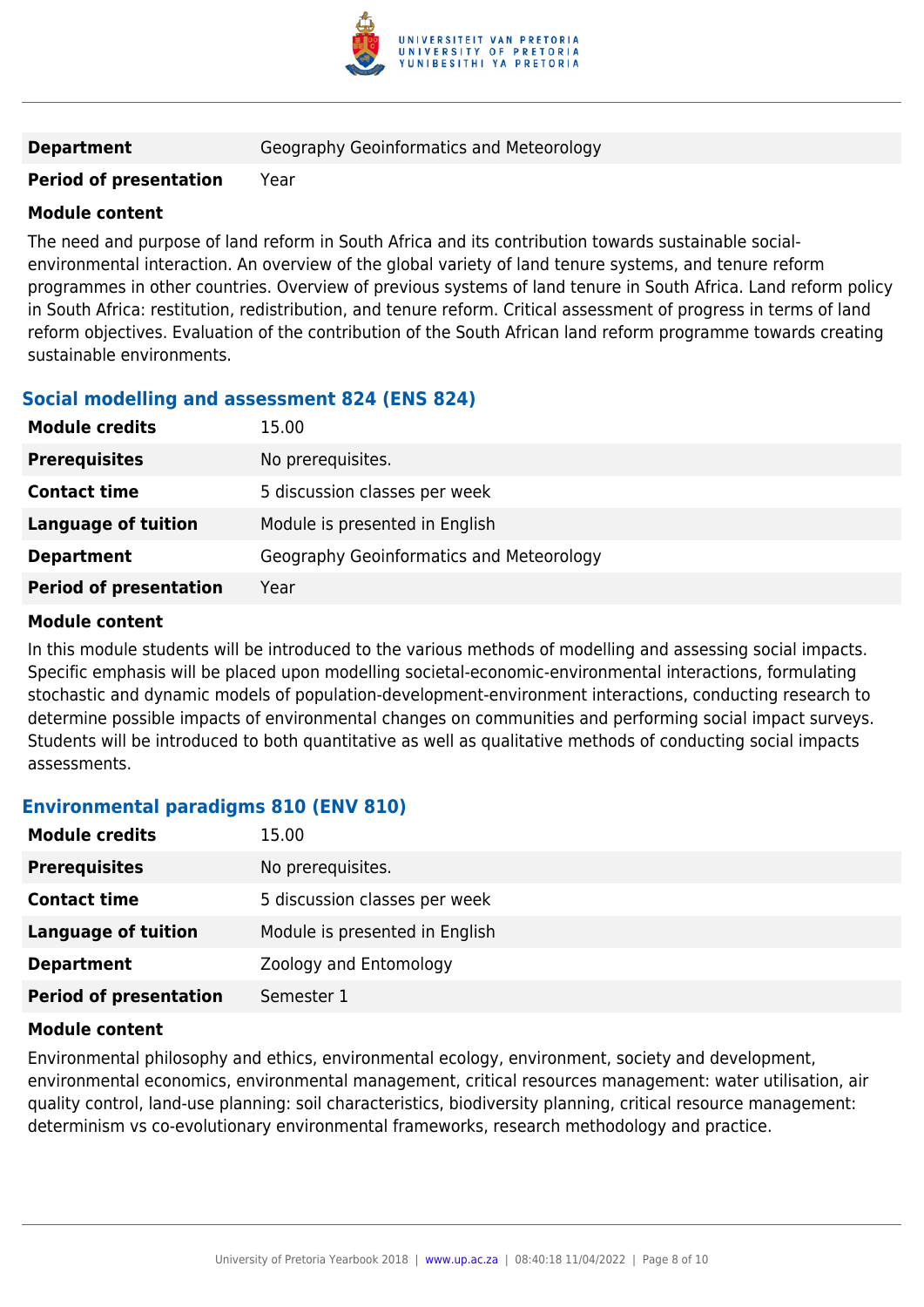| | |
|---|---|
| **Department** | Geography Geoinformatics and Meteorology |
| **Period of presentation** | Year |

**Module content**

The need and purpose of land reform in South Africa and its contribution towards sustainable social-environmental interaction. An overview of the global variety of land tenure systems, and tenure reform programmes in other countries. Overview of previous systems of land tenure in South Africa. Land reform policy in South Africa: restitution, redistribution, and tenure reform. Critical assessment of progress in terms of land reform objectives. Evaluation of the contribution of the South African land reform programme towards creating sustainable environments.

### Social modelling and assessment 824 (ENS 824)

| | |
|---|---|
| **Module credits** | 15.00 |
| **Prerequisites** | No prerequisites. |
| **Contact time** | 5 discussion classes per week |
| **Language of tuition** | Module is presented in English |
| **Department** | Geography Geoinformatics and Meteorology |
| **Period of presentation** | Year |

**Module content**

In this module students will be introduced to the various methods of modelling and assessing social impacts. Specific emphasis will be placed upon modelling societal-economic-environmental interactions, formulating stochastic and dynamic models of population-development-environment interactions, conducting research to determine possible impacts of environmental changes on communities and performing social impact surveys. Students will be introduced to both quantitative as well as qualitative methods of conducting social impacts assessments.

### Environmental paradigms 810 (ENV 810)

| | |
|---|---|
| **Module credits** | 15.00 |
| **Prerequisites** | No prerequisites. |
| **Contact time** | 5 discussion classes per week |
| **Language of tuition** | Module is presented in English |
| **Department** | Zoology and Entomology |
| **Period of presentation** | Semester 1 |

**Module content**

Environmental philosophy and ethics, environmental ecology, environment, society and development, environmental economics, environmental management, critical resources management: water utilisation, air quality control, land-use planning: soil characteristics, biodiversity planning, critical resource management: determinism vs co-evolutionary environmental frameworks, research methodology and practice.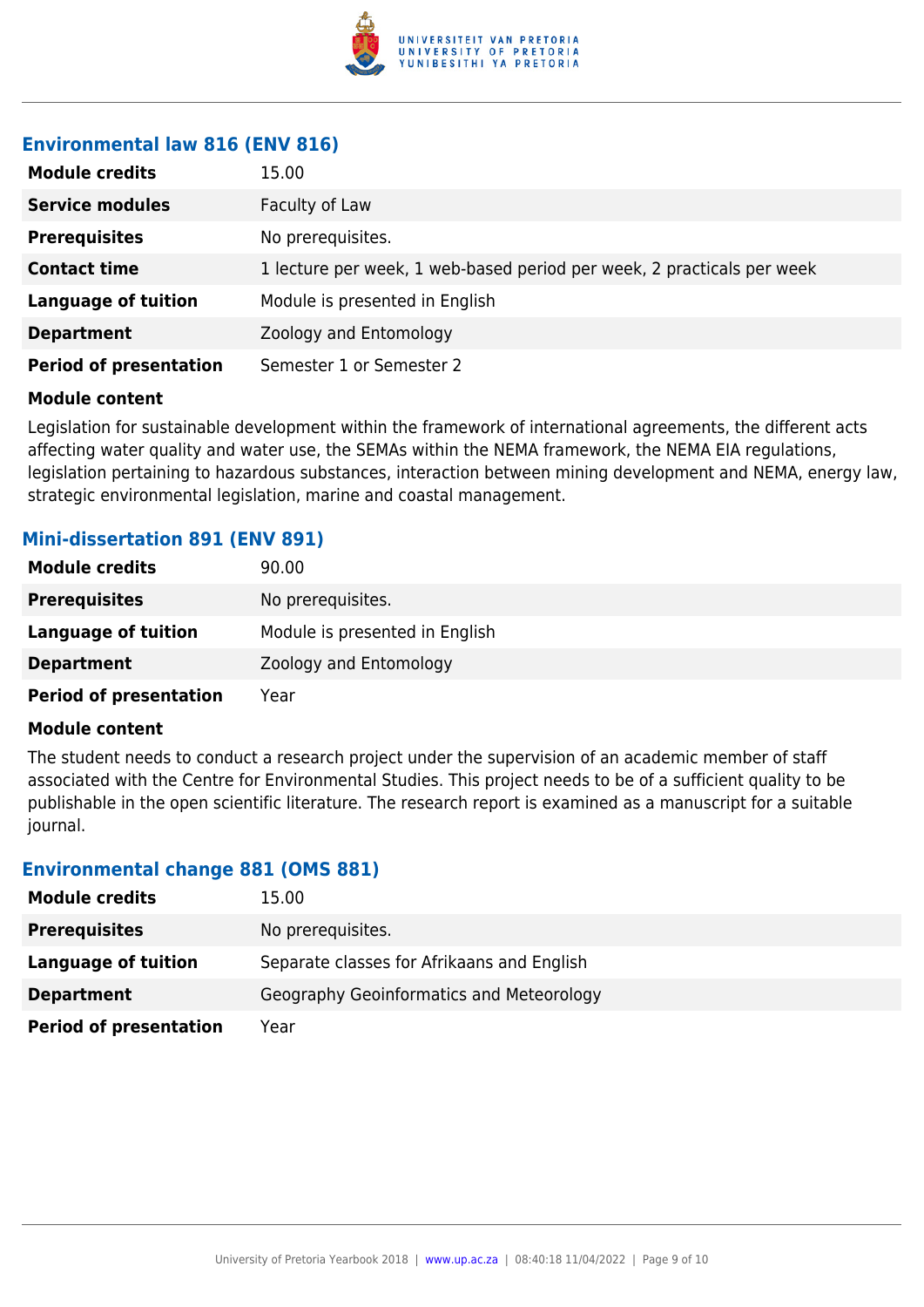### Environmental law 816 (ENV 816)

| | |
|---|---|
| **Module credits** | 15.00 |
| **Service modules** | Faculty of Law |
| **Prerequisites** | No prerequisites. |
| **Contact time** | 1 lecture per week, 1 web-based period per week, 2 practicals per week |
| **Language of tuition** | Module is presented in English |
| **Department** | Zoology and Entomology |
| **Period of presentation** | Semester 1 or Semester 2 |

**Module content**

Legislation for sustainable development within the framework of international agreements, the different acts affecting water quality and water use, the SEMAs within the NEMA framework, the NEMA EIA regulations, legislation pertaining to hazardous substances, interaction between mining development and NEMA, energy law, strategic environmental legislation, marine and coastal management.

### Mini-dissertation 891 (ENV 891)

| | |
|---|---|
| **Module credits** | 90.00 |
| **Prerequisites** | No prerequisites. |
| **Language of tuition** | Module is presented in English |
| **Department** | Zoology and Entomology |
| **Period of presentation** | Year |

**Module content**

The student needs to conduct a research project under the supervision of an academic member of staff associated with the Centre for Environmental Studies. This project needs to be of a sufficient quality to be publishable in the open scientific literature. The research report is examined as a manuscript for a suitable journal.

### Environmental change 881 (OMS 881)

| | |
|---|---|
| **Module credits** | 15.00 |
| **Prerequisites** | No prerequisites. |
| **Language of tuition** | Separate classes for Afrikaans and English |
| **Department** | Geography Geoinformatics and Meteorology |
| **Period of presentation** | Year |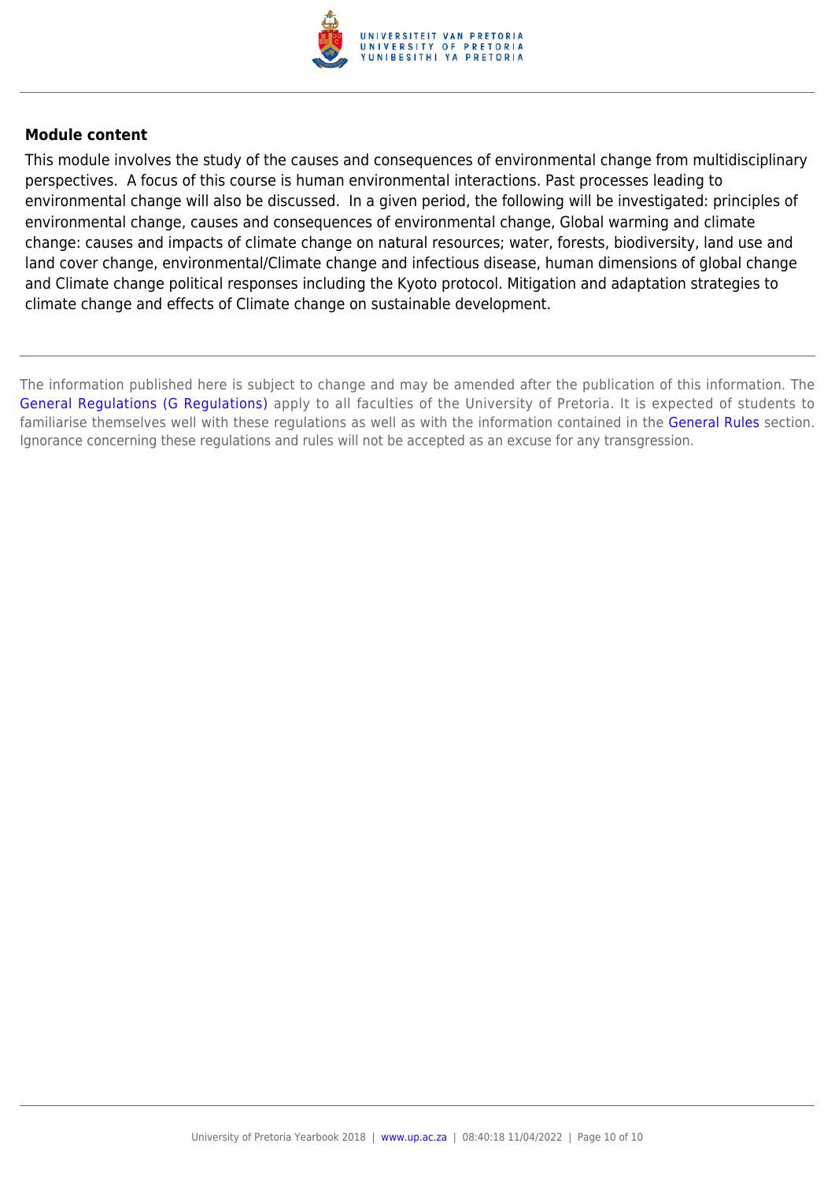**Module content**

This module involves the study of the causes and consequences of environmental change from multidisciplinary perspectives. A focus of this course is human environmental interactions. Past processes leading to environmental change will also be discussed. In a given period, the following will be investigated: principles of environmental change, causes and consequences of environmental change, Global warming and climate change: causes and impacts of climate change on natural resources; water, forests, biodiversity, land use and land cover change, environmental/Climate change and infectious disease, human dimensions of global change and Climate change political responses including the Kyoto protocol. Mitigation and adaptation strategies to climate change and effects of Climate change on sustainable development.

The information published here is subject to change and may be amended after the publication of this information. The General Regulations (G Regulations) apply to all faculties of the University of Pretoria. It is expected of students to familiarise themselves well with these regulations as well as with the information contained in the General Rules section. Ignorance concerning these regulations and rules will not be accepted as an excuse for any transgression.